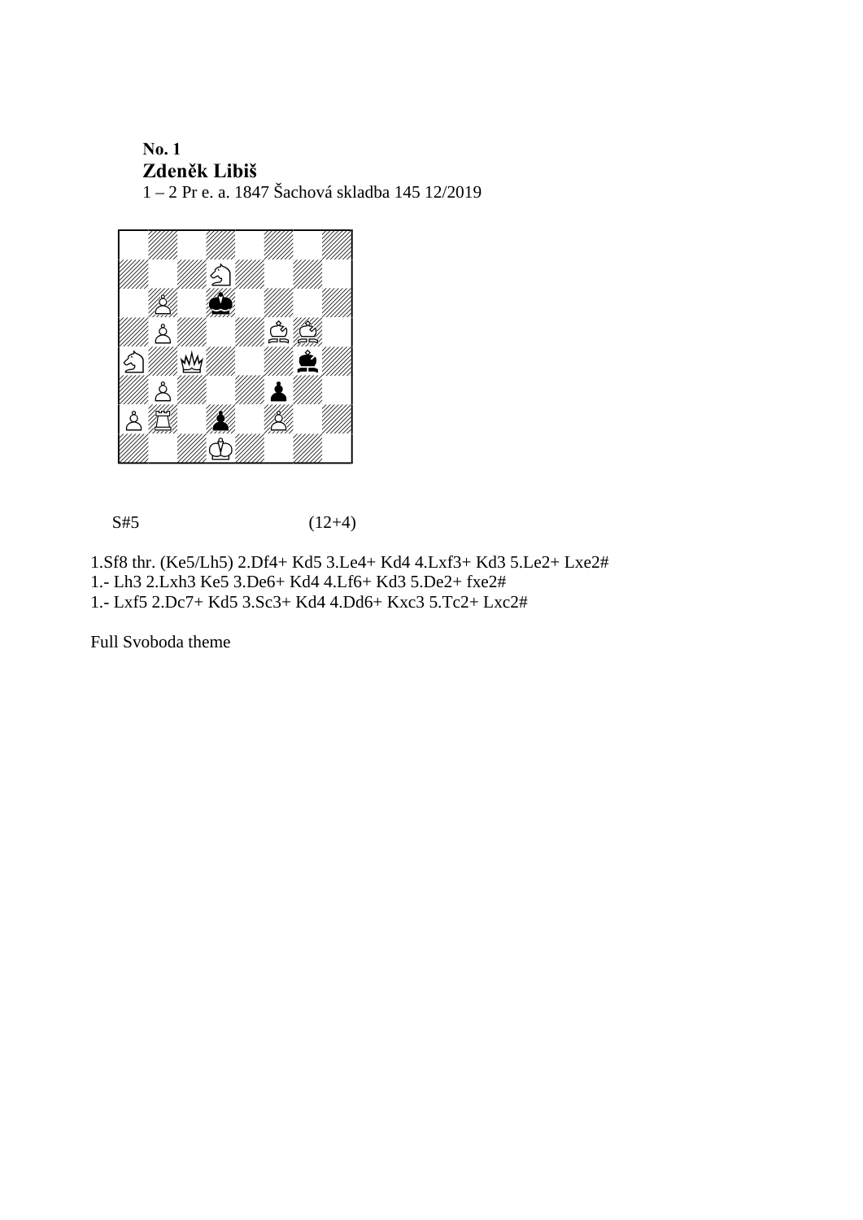**No. 1**

**Zdeněk Libiš**

1 – 2 Pr e. a. 1847 Šachová skladba 145 12/2019

S#5 (12+4)

1.Sf8 thr. (Ke5/Lh5) 2.Df4+ Kd5 3.Le4+ Kd4 4.Lxf3+ Kd3 5.Le2+ Lxe2#

1.- Lh3 2.Lxh3 Ke5 3.De6+ Kd4 4.Lf6+ Kd3 5.De2+ fxe2#

1.- Lxf5 2.Dc7+ Kd5 3.Sc3+ Kd4 4.Dd6+ Kxc3 5.Tc2+ Lxc2#

Full Svoboda theme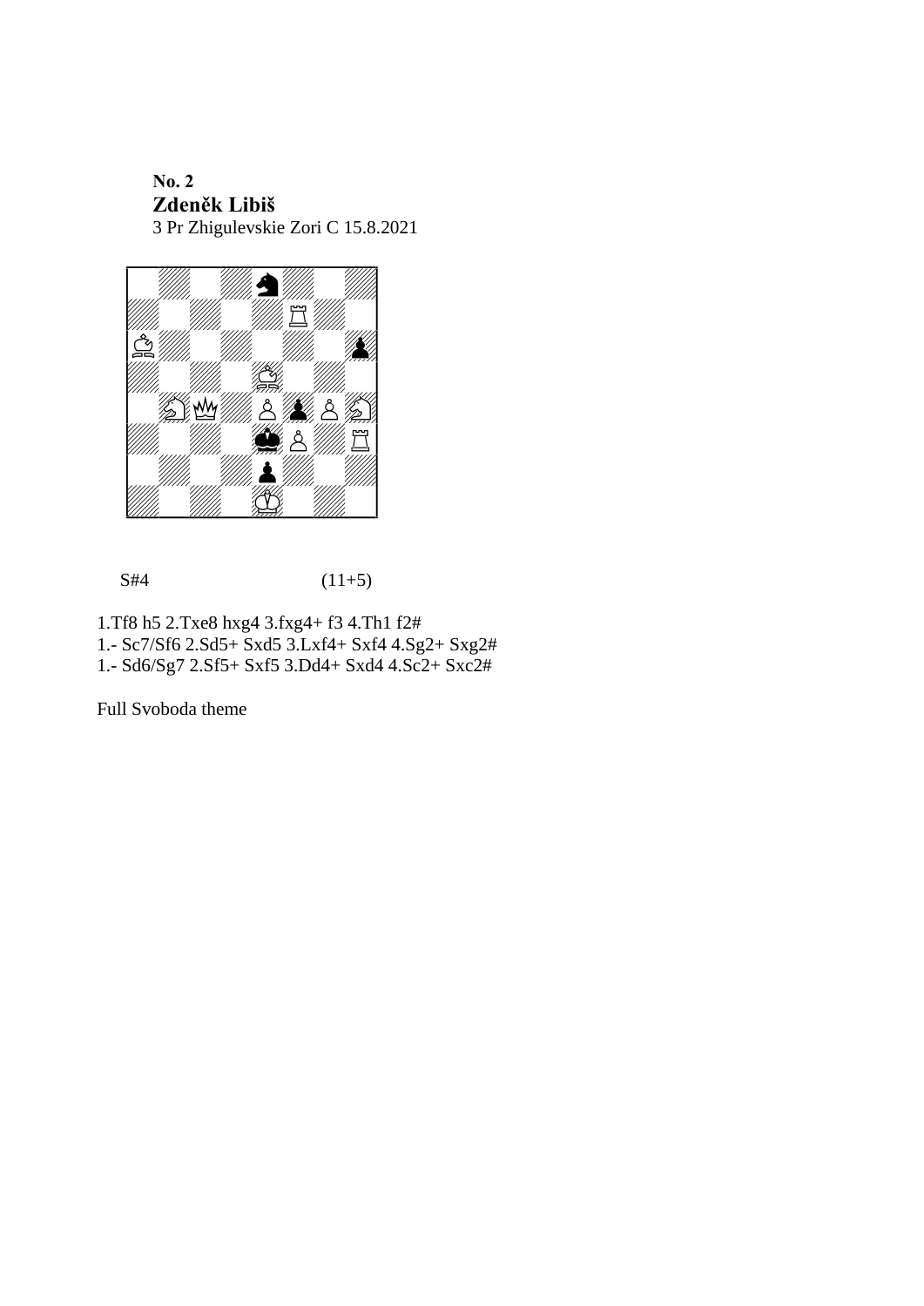**No. 2**
**Zdeněk Libiš**
3 Pr Zhigulevskie Zori C 15.8.2021

S#4 (11+5)

1.Tf8 h5 2.Txe8 hxg4 3.fxg4+ f3 4.Th1 f2#
1.- Sc7/Sf6 2.Sd5+ Sxd5 3.Lxf4+ Sxf4 4.Sg2+ Sxg2#
1.- Sd6/Sg7 2.Sf5+ Sxf5 3.Dd4+ Sxd4 4.Sc2+ Sxc2#

Full Svoboda theme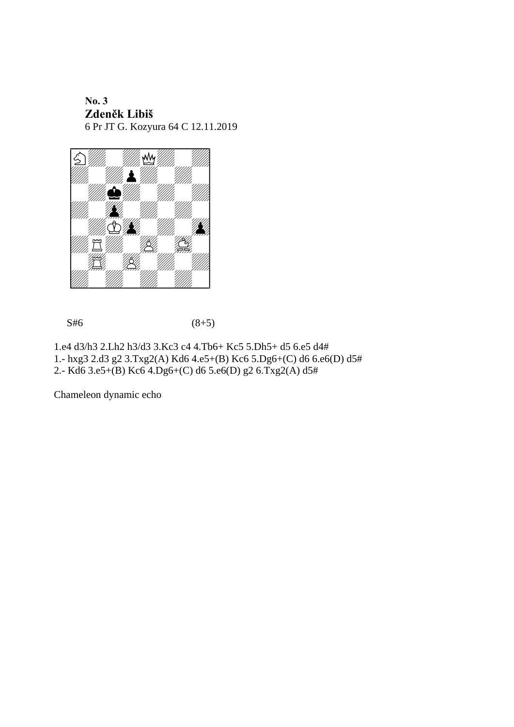**No. 3**

**Zdeněk Libiš**

6 Pr JT G. Kozyura 64 C 12.11.2019

S#6 (8+5)

1.e4 d3/h3 2.Lh2 h3/d3 3.Kc3 c4 4.Tb6+ Kc5 5.Dh5+ d5 6.e5 d4#

1.- hxg3 2.d3 g2 3.Txg2(A) Kd6 4.e5+(B) Kc6 5.Dg6+(C) d6 6.e6(D) d5#

2.- Kd6 3.e5+(B) Kc6 4.Dg6+(C) d6 5.e6(D) g2 6.Txg2(A) d5#

Chameleon dynamic echo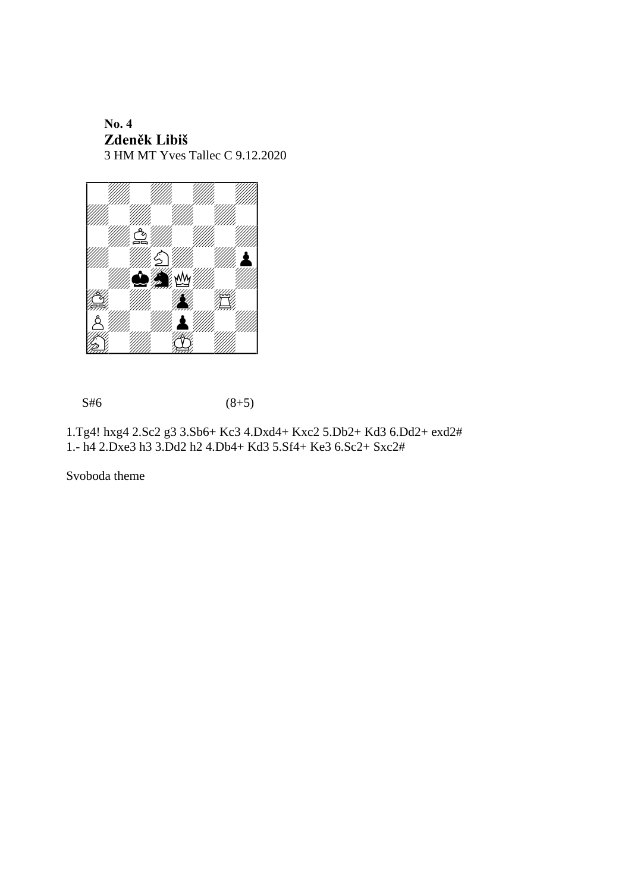**No. 4**
**Zdeněk Libiš**
3 HM MT Yves Tallec C 9.12.2020

S#6 (8+5)

1.Tg4! hxg4 2.Sc2 g3 3.Sb6+ Kc3 4.Dxd4+ Kxc2 5.Db2+ Kd3 6.Dd2+ exd2#
1.- h4 2.Dxe3 h3 3.Dd2 h2 4.Db4+ Kd3 5.Sf4+ Ke3 6.Sc2+ Sxc2#

Svoboda theme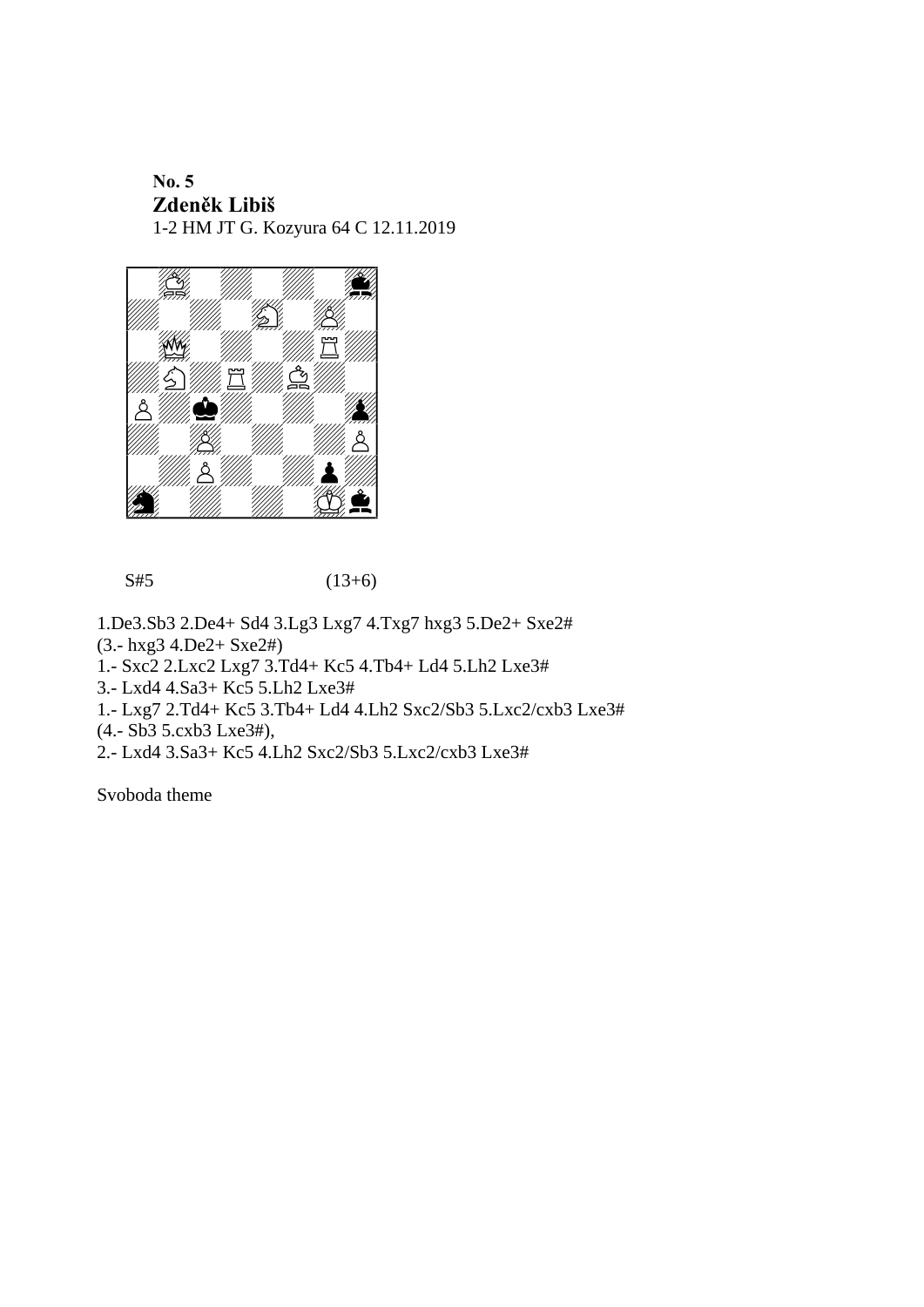**No. 5**
**Zdeněk Libiš**
1-2 HM JT G. Kozyura 64 C 12.11.2019

S#5 (13+6)

1.De3.Sb3 2.De4+ Sd4 3.Lg3 Lxg7 4.Txg7 hxg3 5.De2+ Sxe2#
(3.- hxg3 4.De2+ Sxe2#)
1.- Sxc2 2.Lxc2 Lxg7 3.Td4+ Kc5 4.Tb4+ Ld4 5.Lh2 Lxe3#
3.- Lxd4 4.Sa3+ Kc5 5.Lh2 Lxe3#
1.- Lxg7 2.Td4+ Kc5 3.Tb4+ Ld4 4.Lh2 Sxc2/Sb3 5.Lxc2/cxb3 Lxe3#
(4.- Sb3 5.cxb3 Lxe3#),
2.- Lxd4 3.Sa3+ Kc5 4.Lh2 Sxc2/Sb3 5.Lxc2/cxb3 Lxe3#

Svoboda theme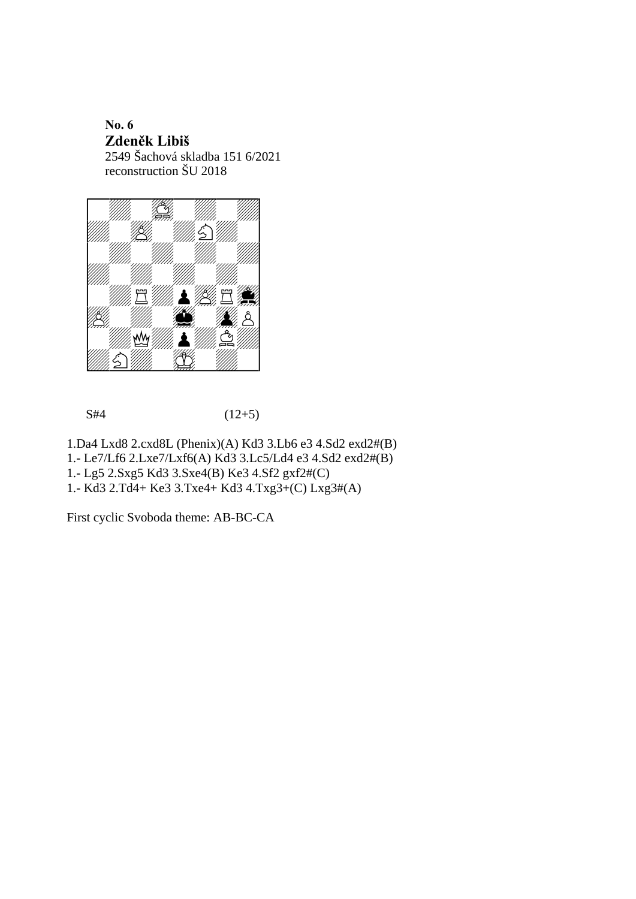**No. 6**
**Zdeněk Libiš**
2549 Šachová skladba 151 6/2021
reconstruction ŠU 2018

S#4 (12+5)

1.Da4 Lxd8 2.cxd8L (Phenix)(A) Kd3 3.Lb6 e3 4.Sd2 exd2#(B)
1.- Le7/Lf6 2.Lxe7/Lxf6(A) Kd3 3.Lc5/Ld4 e3 4.Sd2 exd2#(B)
1.- Lg5 2.Sxg5 Kd3 3.Sxe4(B) Ke3 4.Sf2 gxf2#(C)
1.- Kd3 2.Td4+ Ke3 3.Txe4+ Kd3 4.Txg3+(C) Lxg3#(A)

First cyclic Svoboda theme: AB-BC-CA